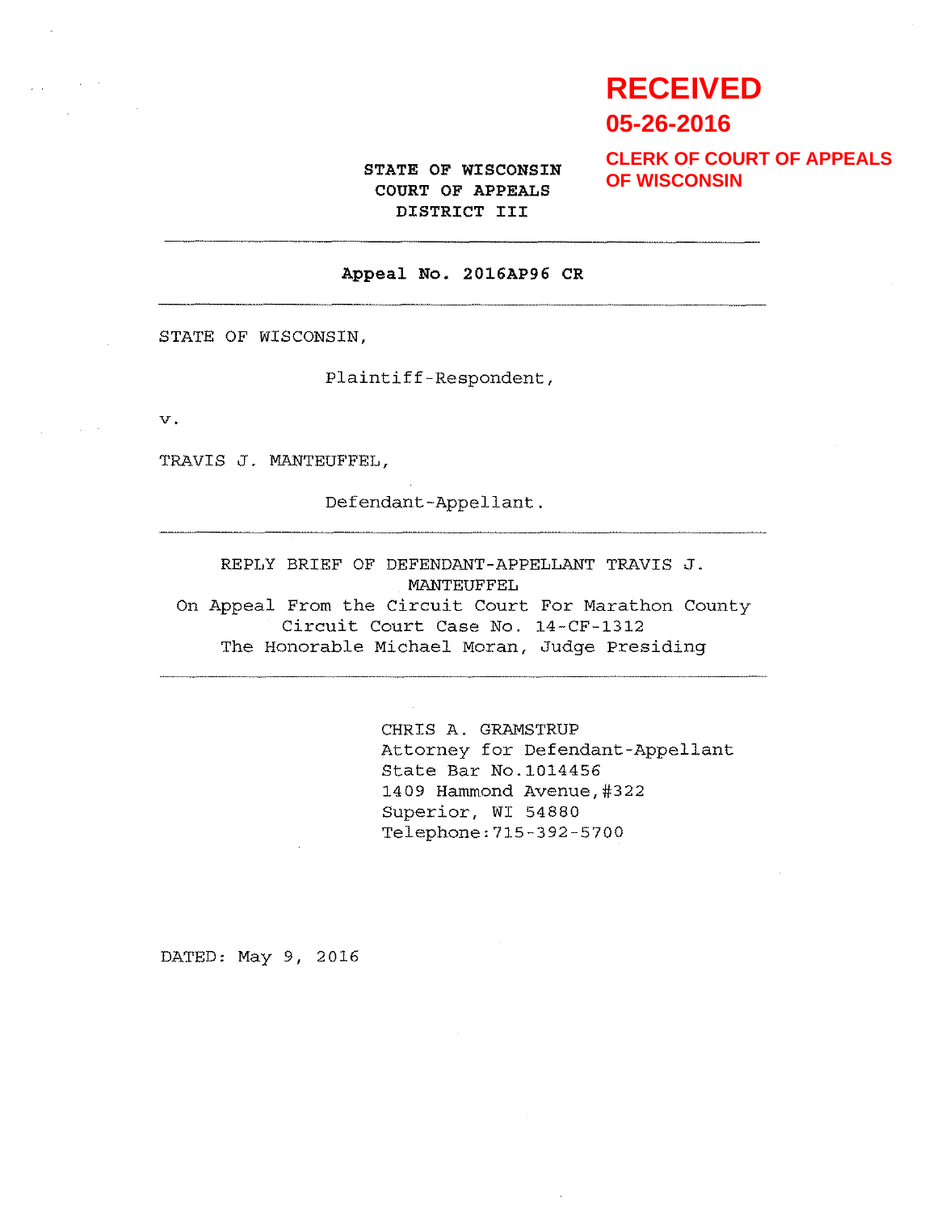**RECEIVED**

**05-26-2016**

**CLERK OF COURT OF APPEALS OF WISCONSIN**

**STATE OF WISCONSIN**
**COURT OF APPEALS**
**DISTRICT III**

---

**Appeal No. 2016AP96 CR**

---

STATE OF WISCONSIN,

Plaintiff-Respondent,

v.

TRAVIS J. MANTEUFFEL,

Defendant-Appellant.

---

REPLY BRIEF OF DEFENDANT-APPELLANT TRAVIS J. MANTEUFFEL

On Appeal From the Circuit Court For Marathon County
Circuit Court Case No. 14-CF-1312
The Honorable Michael Moran, Judge Presiding

---

CHRIS A. GRAMSTRUP
Attorney for Defendant-Appellant
State Bar No.1014456
1409 Hammond Avenue,#322
Superior, WI 54880
Telephone:715-392-5700

DATED: May 9, 2016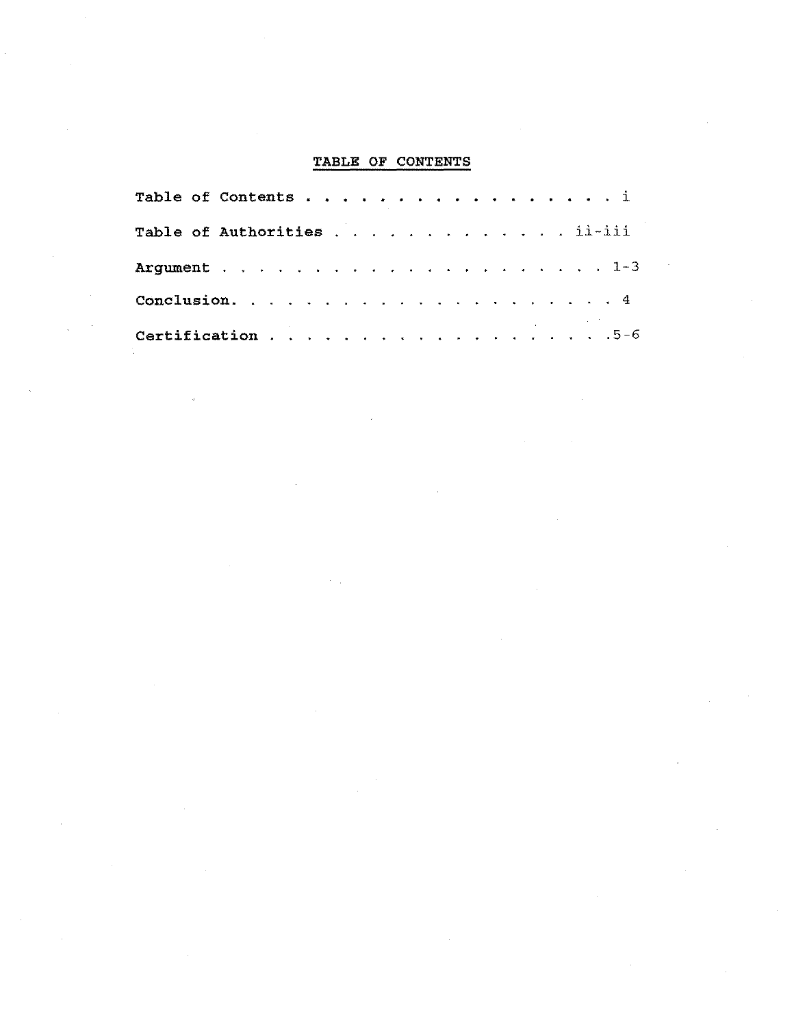## TABLE OF CONTENTS

| | |
|---|---|
| **Table of Contents** | i |
| **Table of Authorities** | ii-iii |
| **Argument** | 1-3 |
| **Conclusion** | 4 |
| **Certification** | 5-6 |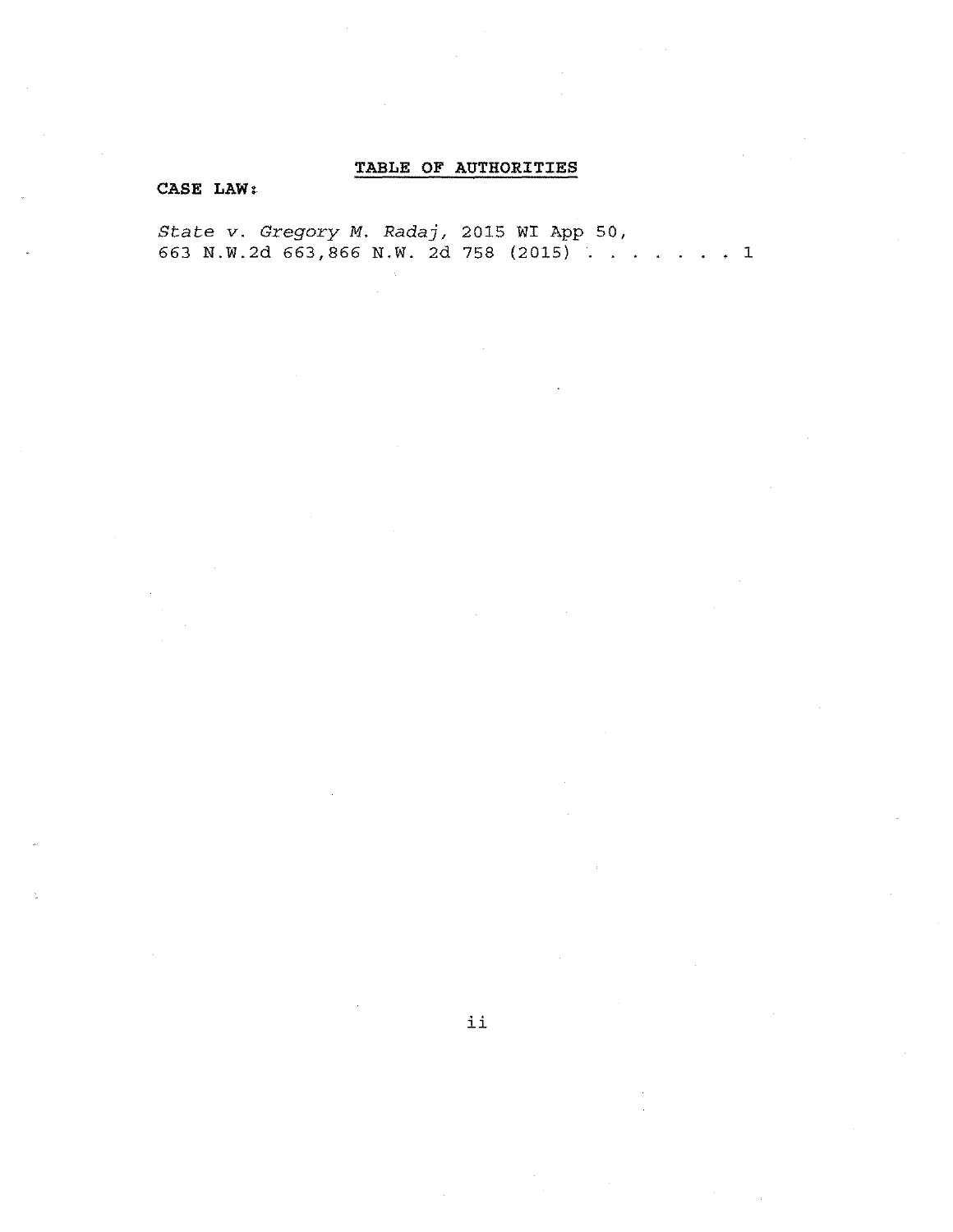# TABLE OF AUTHORITIES

**CASE LAW:**

*State v. Gregory M. Radaj*, 2015 WI App 50, 663 N.W.2d 663,866 N.W. 2d 758 (2015) . . . . . . . 1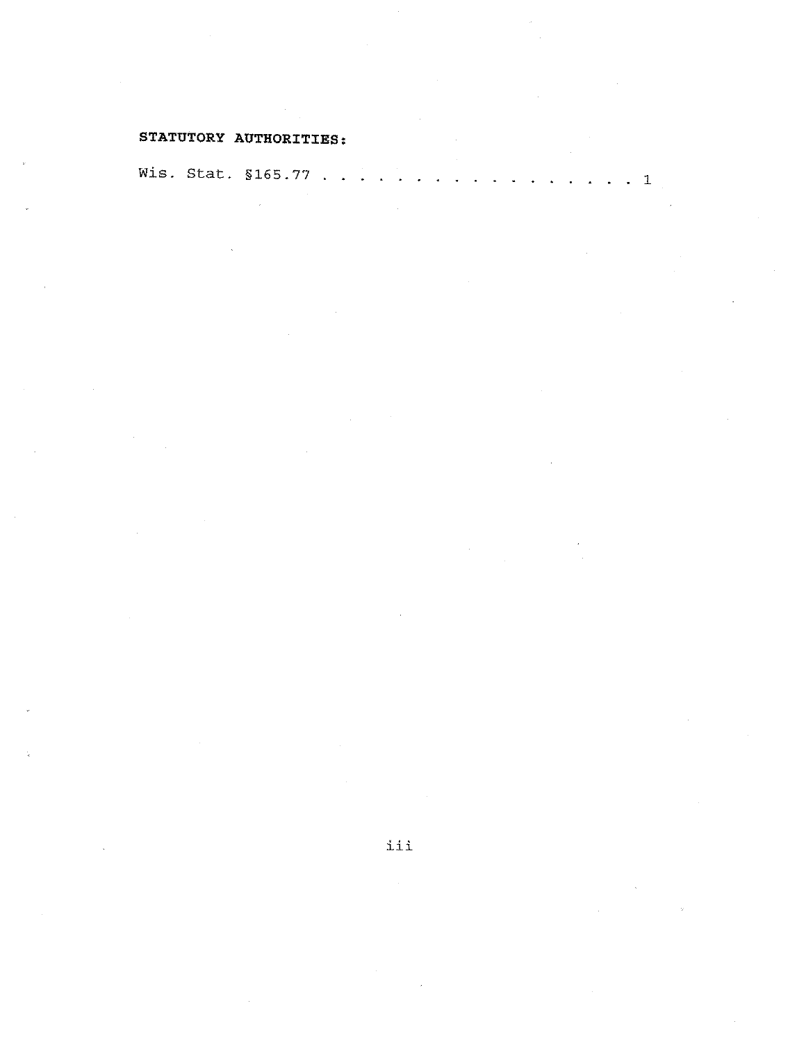**STATUTORY AUTHORITIES:**

Wis. Stat. §165.77 . . . . . . . . . . . . . . . . . . 1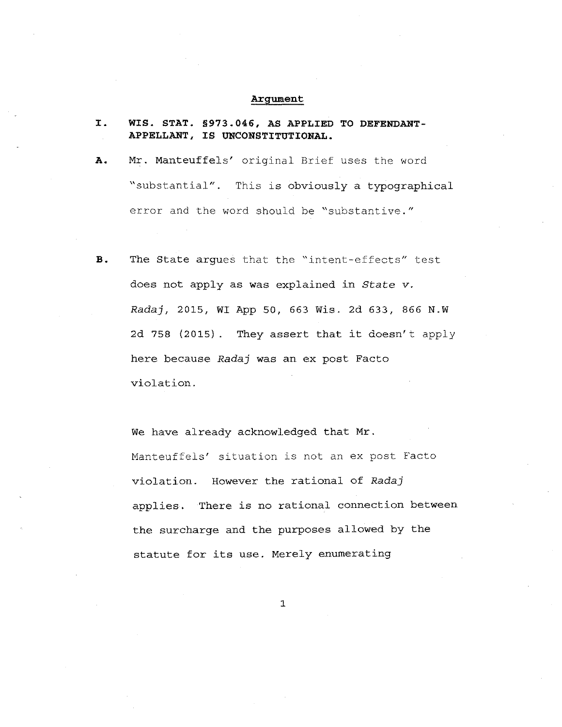## Argument

**I. WIS. STAT. §973.046, AS APPLIED TO DEFENDANT-APPELLANT, IS UNCONSTITUTIONAL.**

**A.** Mr. Manteuffels' original Brief uses the word "substantial". This is obviously a typographical error and the word should be "substantive."

**B.** The State argues that the "intent-effects" test does not apply as was explained in *State v. Radaj*, 2015, WI App 50, 663 Wis. 2d 633, 866 N.W 2d 758 (2015). They assert that it doesn't apply here because *Radaj* was an ex post Facto violation.

We have already acknowledged that Mr. Manteuffels' situation is not an ex post Facto violation. However the rational of *Radaj* applies. There is no rational connection between the surcharge and the purposes allowed by the statute for its use. Merely enumerating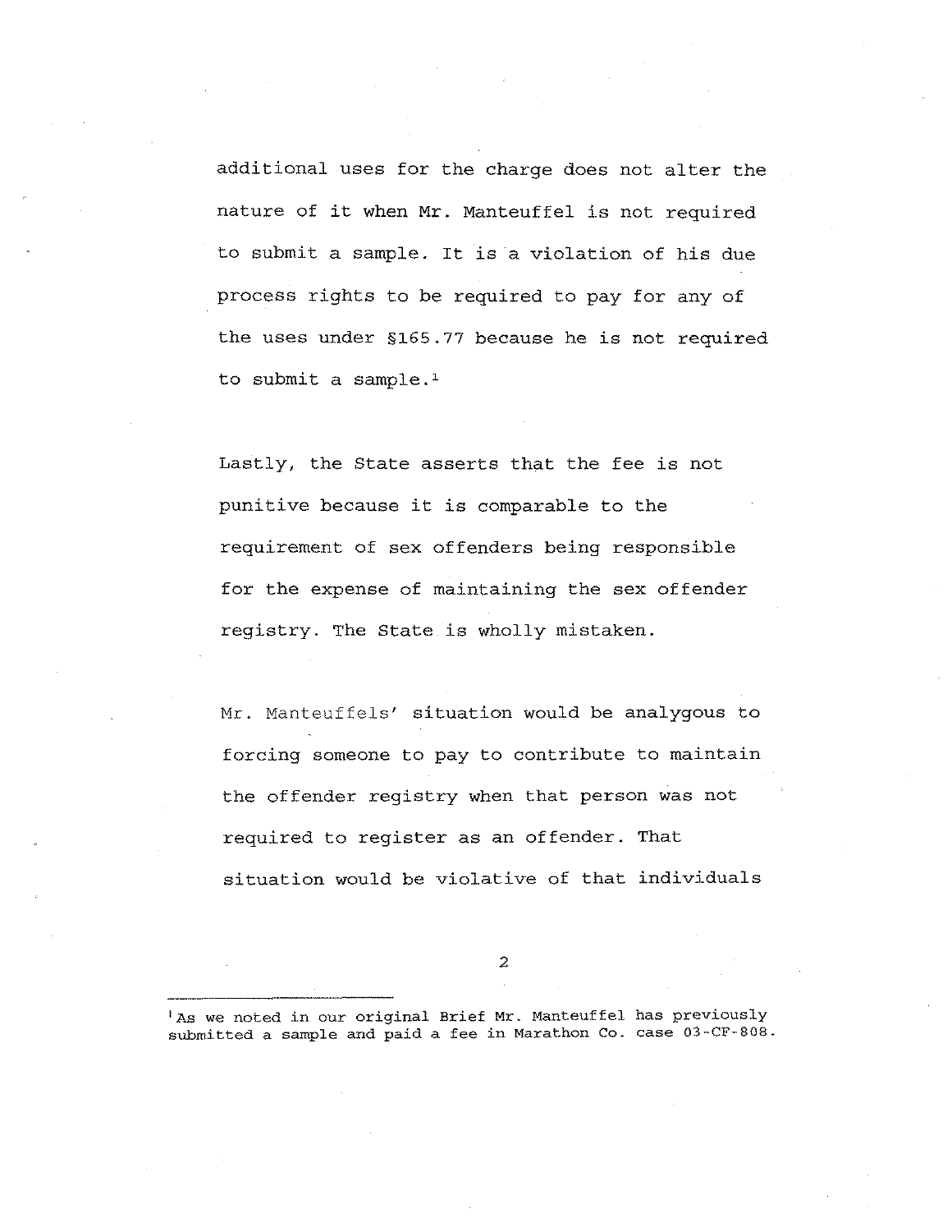additional uses for the charge does not alter the nature of it when Mr. Manteuffel is not required to submit a sample. It is a violation of his due process rights to be required to pay for any of the uses under §165.77 because he is not required to submit a sample.[1]

Lastly, the State asserts that the fee is not punitive because it is comparable to the requirement of sex offenders being responsible for the expense of maintaining the sex offender registry. The State is wholly mistaken.

Mr. Manteuffels' situation would be analygous to forcing someone to pay to contribute to maintain the offender registry when that person was not required to register as an offender. That situation would be violative of that individuals

[1] As we noted in our original Brief Mr. Manteuffel has previously submitted a sample and paid a fee in Marathon Co. case 03-CF-808.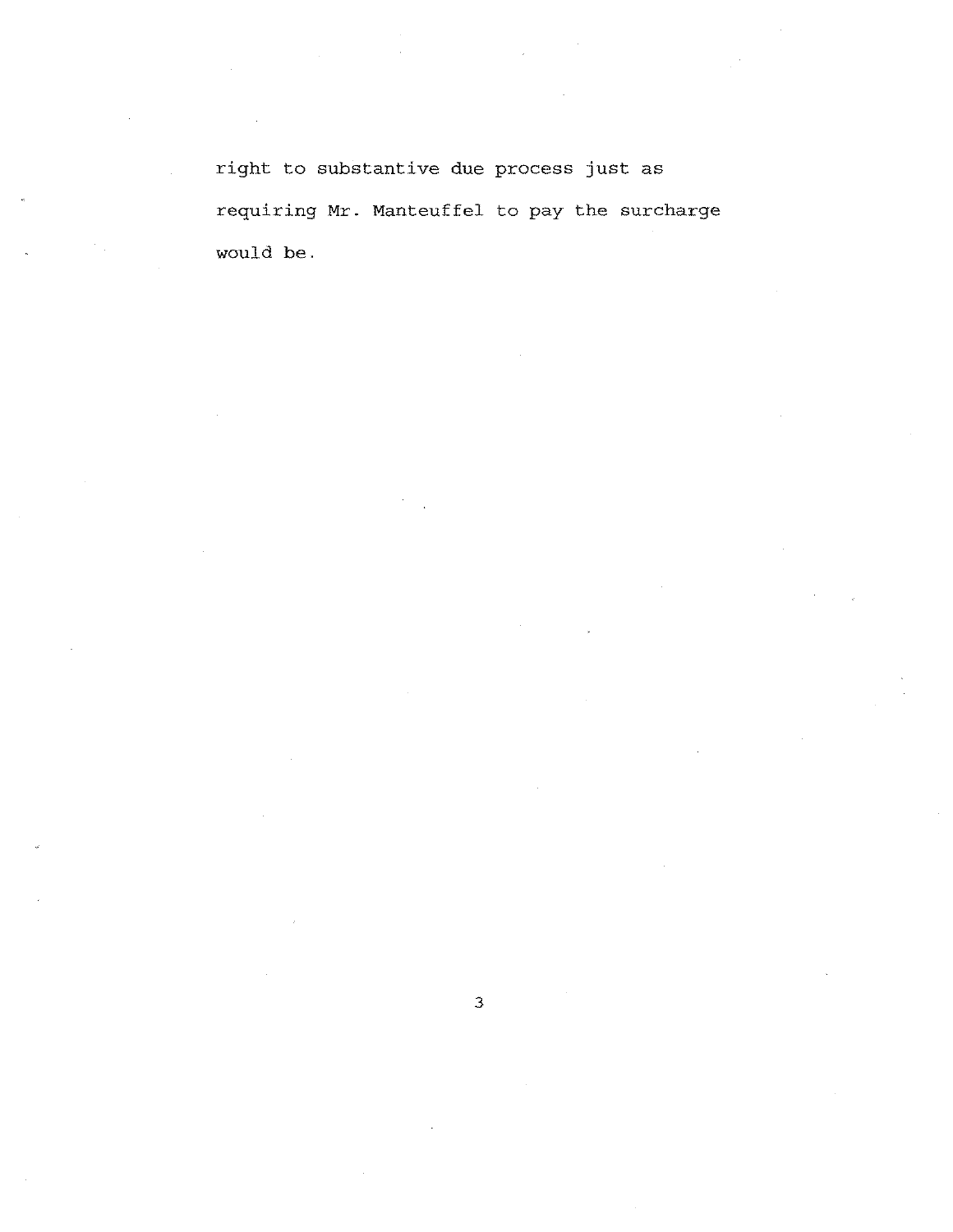right to substantive due process just as requiring Mr. Manteuffel to pay the surcharge would be.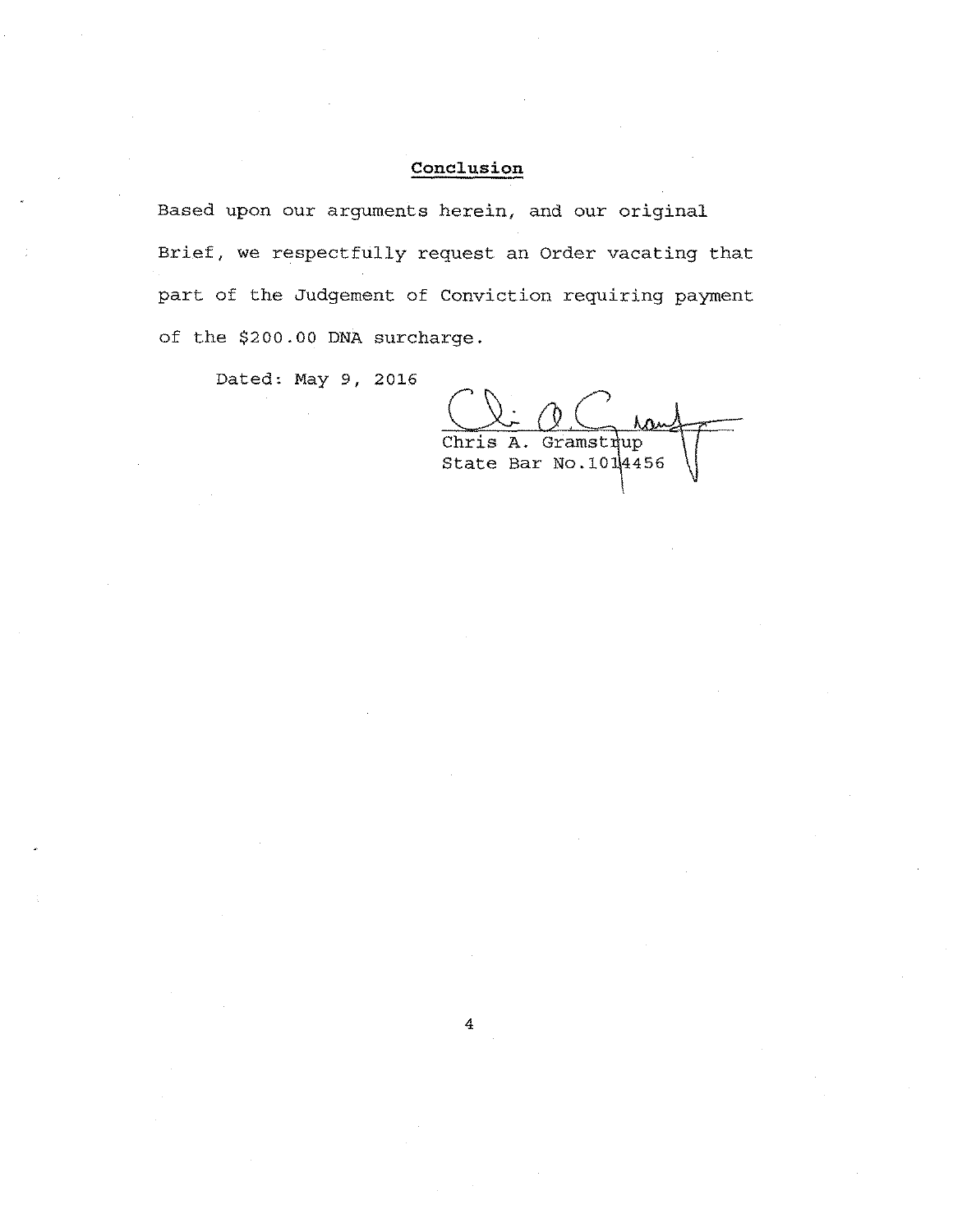## Conclusion

Based upon our arguments herein, and our original Brief, we respectfully request an Order vacating that part of the Judgement of Conviction requiring payment of the $200.00 DNA surcharge.

Dated: May 9, 2016

Chris A. Gramstrup
State Bar No.1014456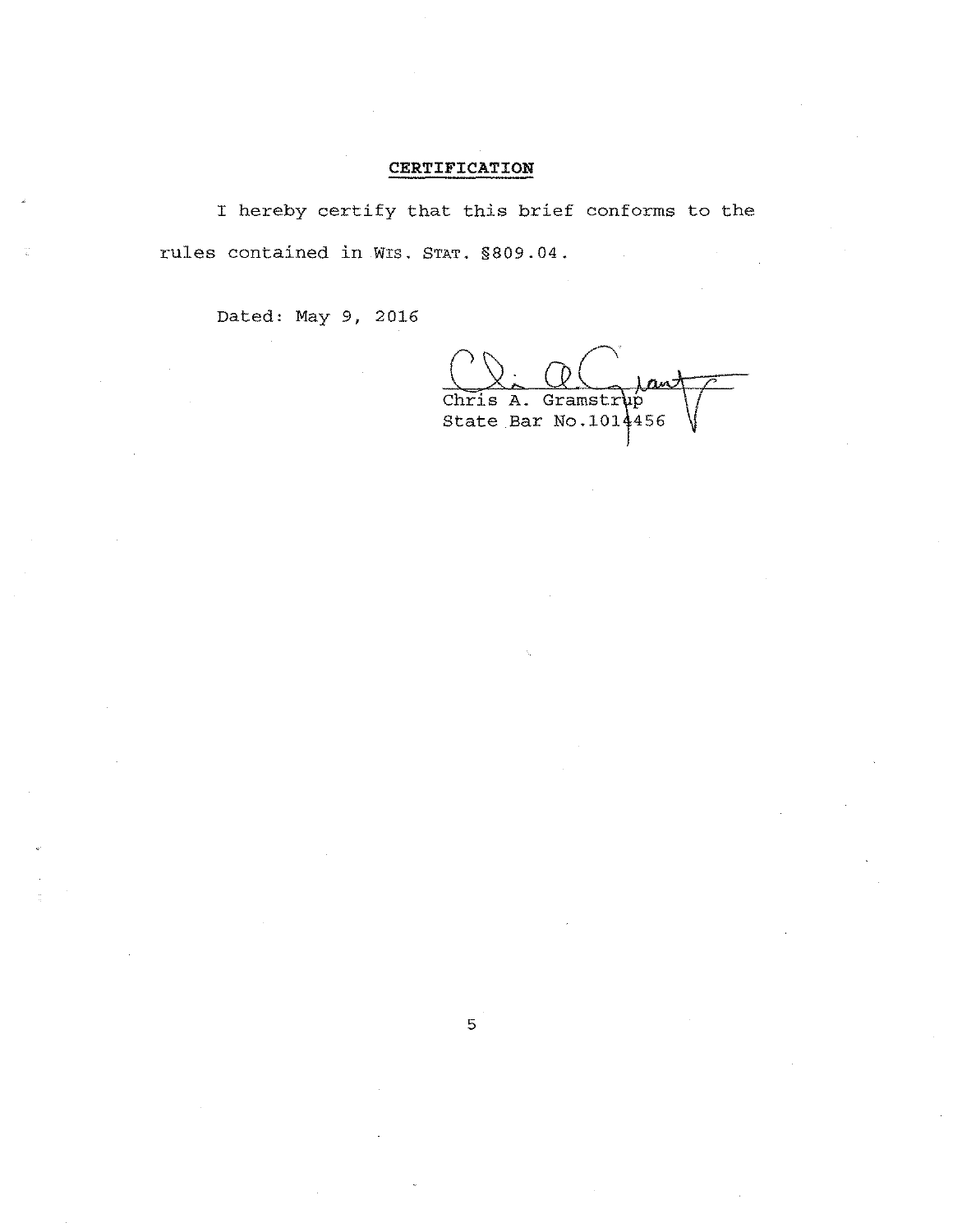## CERTIFICATION

I hereby certify that this brief conforms to the rules contained in WIS. STAT. §809.04.

Dated: May 9, 2016

Chris A. Gramstrup
State Bar No.1014456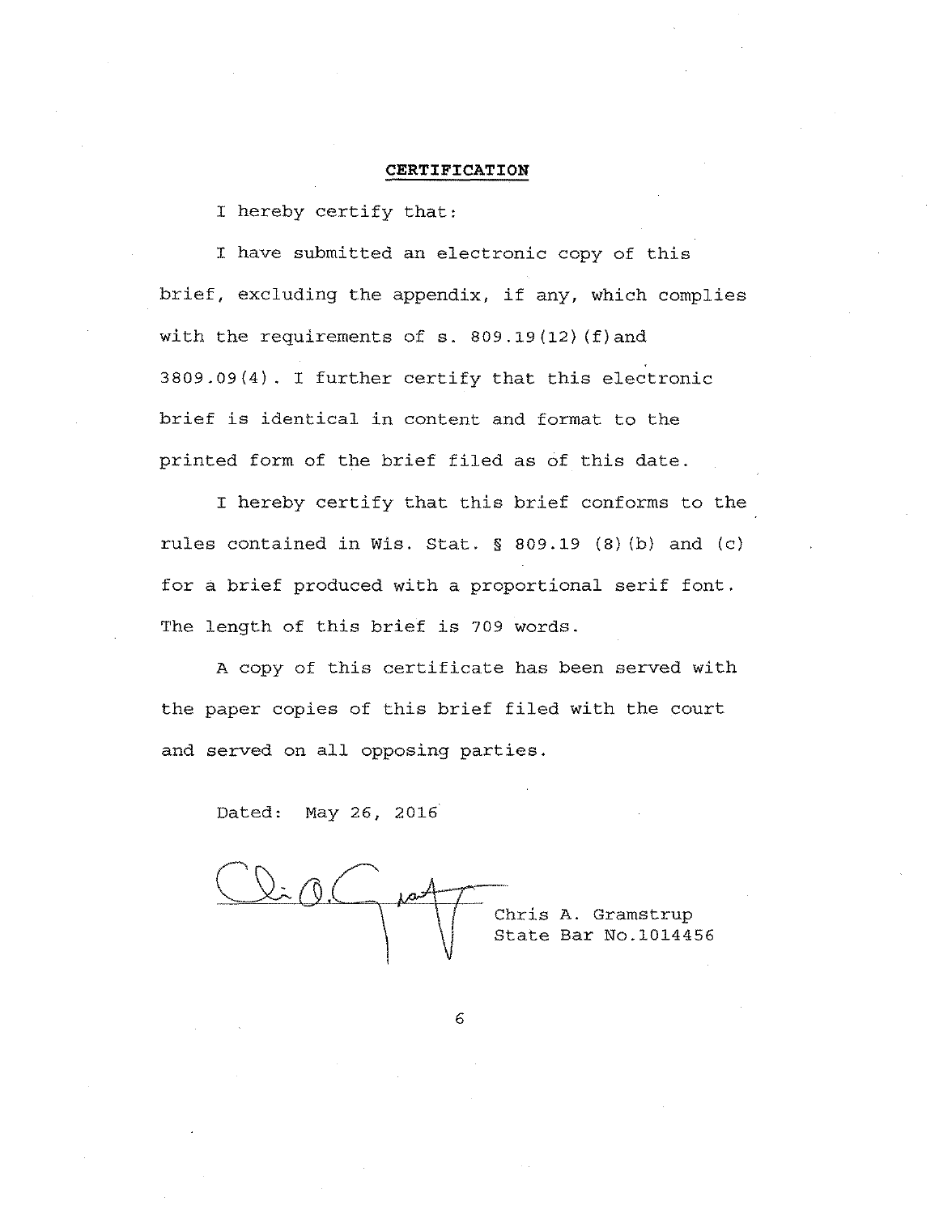**CERTIFICATION**

I hereby certify that:

I have submitted an electronic copy of this brief, excluding the appendix, if any, which complies with the requirements of s. 809.19(12)(f)and 3809.09(4). I further certify that this electronic brief is identical in content and format to the printed form of the brief filed as of this date.

I hereby certify that this brief conforms to the rules contained in Wis. Stat. § 809.19 (8)(b) and (c) for a brief produced with a proportional serif font. The length of this brief is 709 words.

A copy of this certificate has been served with the paper copies of this brief filed with the court and served on all opposing parties.

Dated: May 26, 2016

Chris A. Gramstrup
State Bar No.1014456